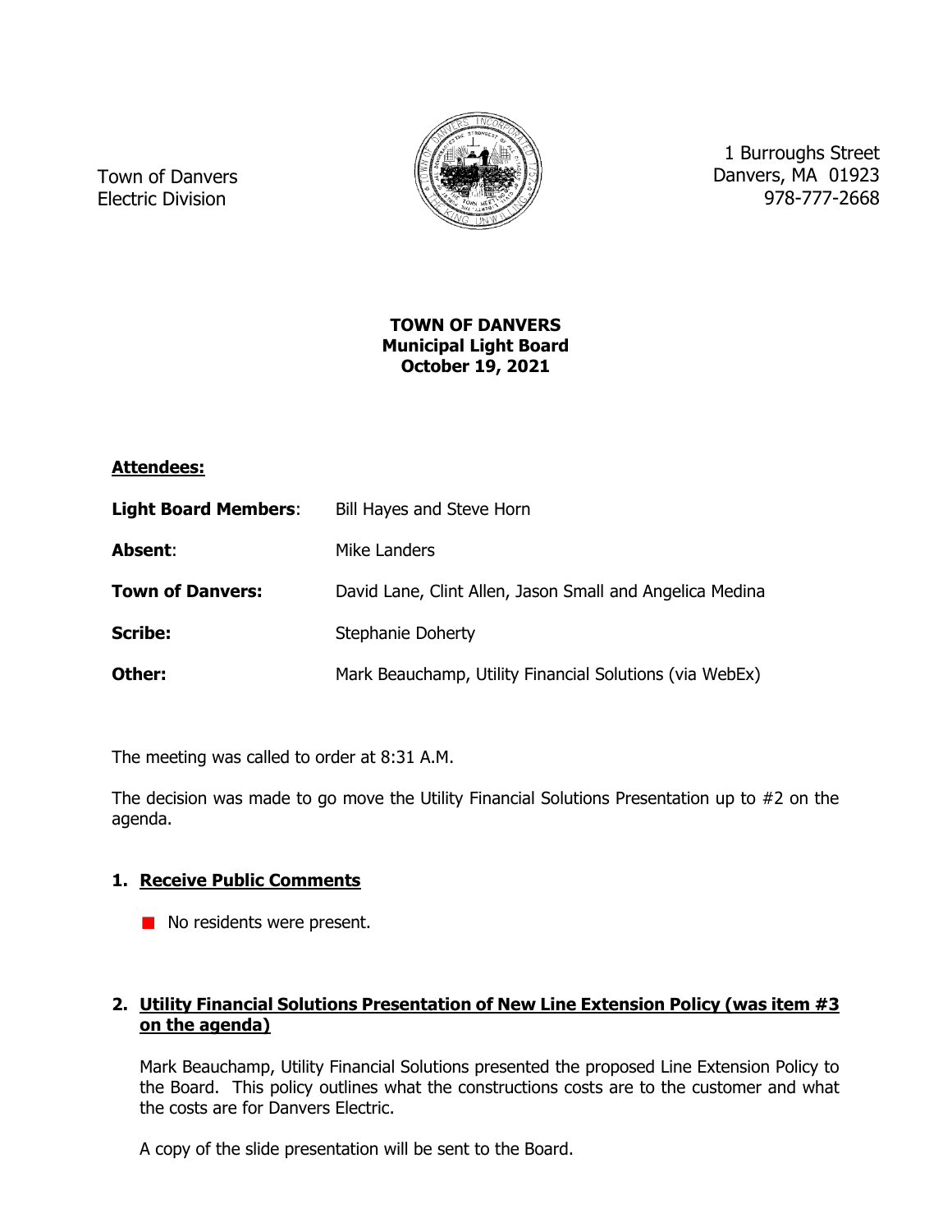Town of Danvers
Electric Division

1 Burroughs Street
Danvers, MA 01923
978-777-2668

**TOWN OF DANVERS**
**Municipal Light Board**
**October 19, 2021**

**Attendees:**

**Light Board Members**: Bill Hayes and Steve Horn

**Absent**: Mike Landers

**Town of Danvers:** David Lane, Clint Allen, Jason Small and Angelica Medina

**Scribe:** Stephanie Doherty

**Other:** Mark Beauchamp, Utility Financial Solutions (via WebEx)

The meeting was called to order at 8:31 A.M.

The decision was made to go move the Utility Financial Solutions Presentation up to #2 on the agenda.

1. **Receive Public Comments**

   - No residents were present.

2. **Utility Financial Solutions Presentation of New Line Extension Policy (was item #3 on the agenda)**

   Mark Beauchamp, Utility Financial Solutions presented the proposed Line Extension Policy to the Board. This policy outlines what the constructions costs are to the customer and what the costs are for Danvers Electric.

   A copy of the slide presentation will be sent to the Board.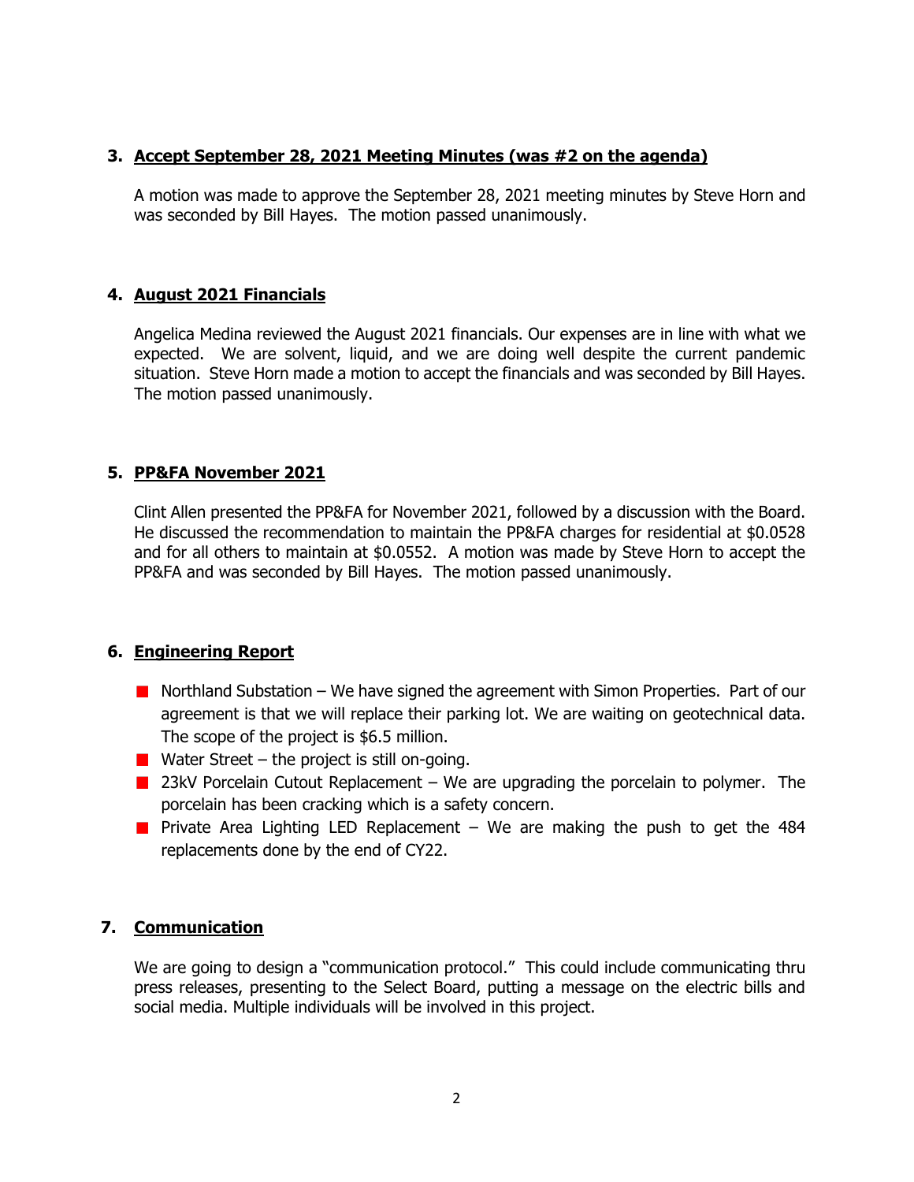## 3. Accept September 28, 2021 Meeting Minutes (was #2 on the agenda)

A motion was made to approve the September 28, 2021 meeting minutes by Steve Horn and was seconded by Bill Hayes. The motion passed unanimously.

## 4. August 2021 Financials

Angelica Medina reviewed the August 2021 financials. Our expenses are in line with what we expected. We are solvent, liquid, and we are doing well despite the current pandemic situation. Steve Horn made a motion to accept the financials and was seconded by Bill Hayes. The motion passed unanimously.

## 5. PP&FA November 2021

Clint Allen presented the PP&FA for November 2021, followed by a discussion with the Board. He discussed the recommendation to maintain the PP&FA charges for residential at $0.0528 and for all others to maintain at $0.0552. A motion was made by Steve Horn to accept the PP&FA and was seconded by Bill Hayes. The motion passed unanimously.

## 6. Engineering Report

- Northland Substation – We have signed the agreement with Simon Properties. Part of our agreement is that we will replace their parking lot. We are waiting on geotechnical data. The scope of the project is $6.5 million.
- Water Street – the project is still on-going.
- 23kV Porcelain Cutout Replacement – We are upgrading the porcelain to polymer. The porcelain has been cracking which is a safety concern.
- Private Area Lighting LED Replacement – We are making the push to get the 484 replacements done by the end of CY22.

## 7. Communication

We are going to design a "communication protocol." This could include communicating thru press releases, presenting to the Select Board, putting a message on the electric bills and social media. Multiple individuals will be involved in this project.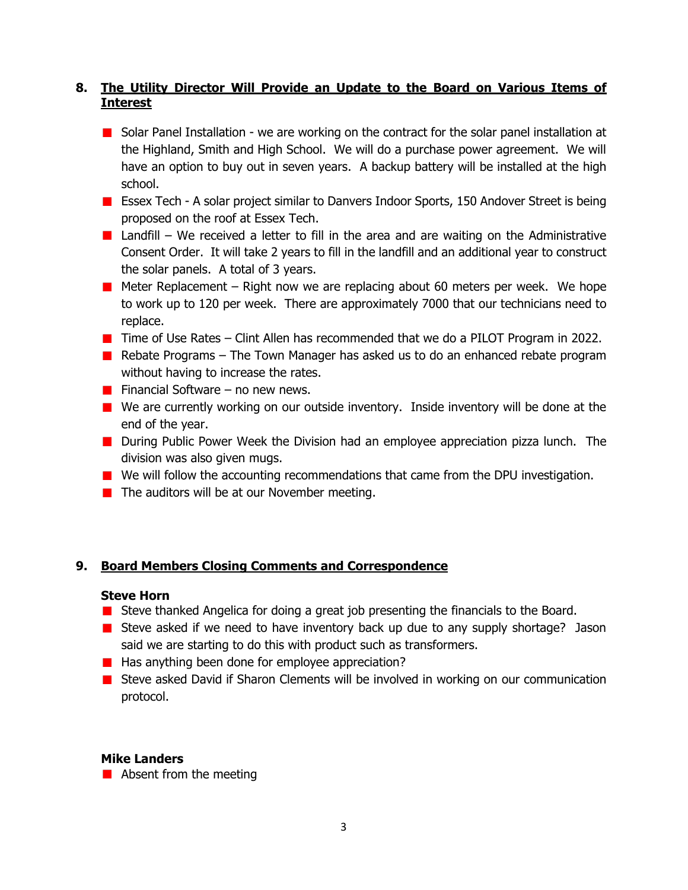## 8. The Utility Director Will Provide an Update to the Board on Various Items of Interest

- Solar Panel Installation - we are working on the contract for the solar panel installation at the Highland, Smith and High School. We will do a purchase power agreement. We will have an option to buy out in seven years. A backup battery will be installed at the high school.
- Essex Tech - A solar project similar to Danvers Indoor Sports, 150 Andover Street is being proposed on the roof at Essex Tech.
- Landfill – We received a letter to fill in the area and are waiting on the Administrative Consent Order. It will take 2 years to fill in the landfill and an additional year to construct the solar panels. A total of 3 years.
- Meter Replacement – Right now we are replacing about 60 meters per week. We hope to work up to 120 per week. There are approximately 7000 that our technicians need to replace.
- Time of Use Rates – Clint Allen has recommended that we do a PILOT Program in 2022.
- Rebate Programs – The Town Manager has asked us to do an enhanced rebate program without having to increase the rates.
- Financial Software – no new news.
- We are currently working on our outside inventory. Inside inventory will be done at the end of the year.
- During Public Power Week the Division had an employee appreciation pizza lunch. The division was also given mugs.
- We will follow the accounting recommendations that came from the DPU investigation.
- The auditors will be at our November meeting.

## 9. Board Members Closing Comments and Correspondence

**Steve Horn**

- Steve thanked Angelica for doing a great job presenting the financials to the Board.
- Steve asked if we need to have inventory back up due to any supply shortage? Jason said we are starting to do this with product such as transformers.
- Has anything been done for employee appreciation?
- Steve asked David if Sharon Clements will be involved in working on our communication protocol.

**Mike Landers**

- Absent from the meeting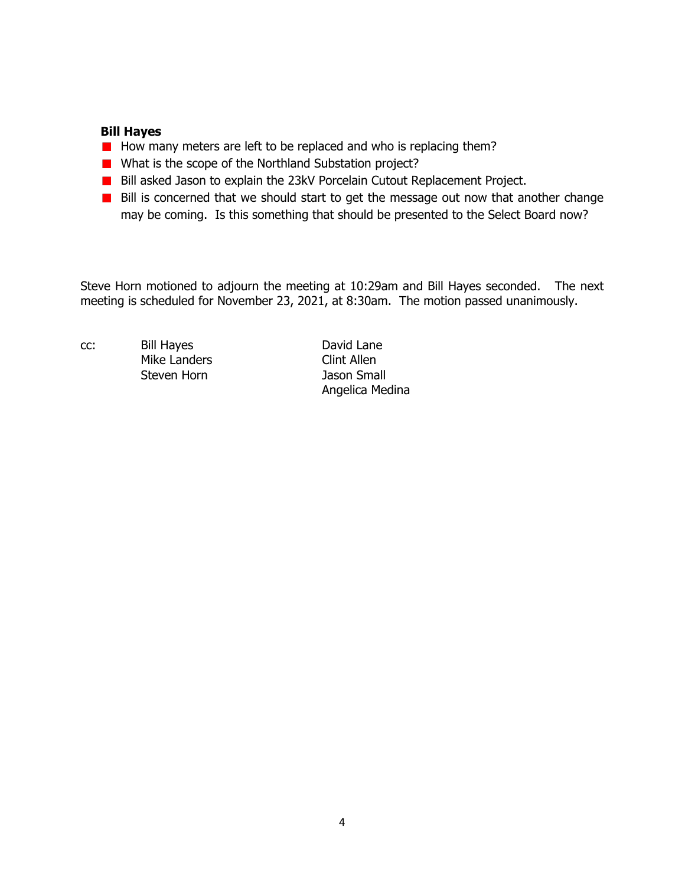**Bill Hayes**

- How many meters are left to be replaced and who is replacing them?
- What is the scope of the Northland Substation project?
- Bill asked Jason to explain the 23kV Porcelain Cutout Replacement Project.
- Bill is concerned that we should start to get the message out now that another change may be coming. Is this something that should be presented to the Select Board now?

Steve Horn motioned to adjourn the meeting at 10:29am and Bill Hayes seconded. The next meeting is scheduled for November 23, 2021, at 8:30am. The motion passed unanimously.

cc:

Bill Hayes
Mike Landers
Steven Horn

David Lane
Clint Allen
Jason Small
Angelica Medina